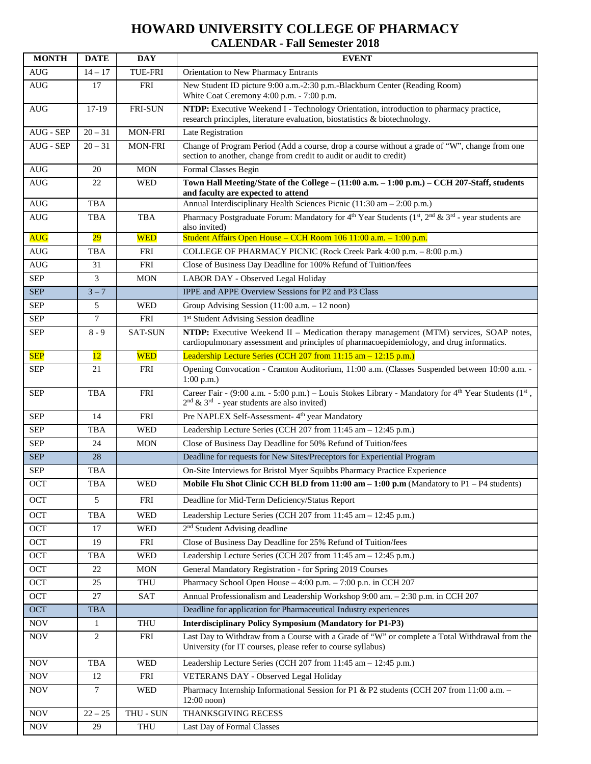# HOWARD UNIVERSITY COLLEGE OF PHARMACY

## CALENDAR - Fall Semester 2018

| MONTH | DATE | DAY | EVENT |
|---|---|---|---|
| AUG | 14 – 17 | TUE-FRI | Orientation to New Pharmacy Entrants |
| AUG | 17 | FRI | New Student ID picture 9:00 a.m.-2:30 p.m.-Blackburn Center (Reading Room)<br>White Coat Ceremony 4:00 p.m. - 7:00 p.m. |
| AUG | 17-19 | FRI-SUN | **NTDP:** Executive Weekend I - Technology Orientation, introduction to pharmacy practice, research principles, literature evaluation, biostatistics & biotechnology. |
| AUG - SEP | 20 – 31 | MON-FRI | Late Registration |
| AUG - SEP | 20 – 31 | MON-FRI | Change of Program Period (Add a course, drop a course without a grade of "W", change from one section to another, change from credit to audit or audit to credit) |
| AUG | 20 | MON | Formal Classes Begin |
| AUG | 22 | WED | **Town Hall Meeting/State of the College – (11:00 a.m. – 1:00 p.m.) – CCH 207-Staff, students and faculty are expected to attend** |
| AUG | TBA | | Annual Interdisciplinary Health Sciences Picnic (11:30 am – 2:00 p.m.) |
| AUG | TBA | TBA | Pharmacy Postgraduate Forum: Mandatory for 4th Year Students (1st, 2nd & 3rd - year students are also invited) |
| AUG | 29 | WED | Student Affairs Open House – CCH Room 106 11:00 a.m. – 1:00 p.m. |
| AUG | TBA | FRI | COLLEGE OF PHARMACY PICNIC (Rock Creek Park 4:00 p.m. – 8:00 p.m.) |
| AUG | 31 | FRI | Close of Business Day Deadline for 100% Refund of Tuition/fees |
| SEP | 3 | MON | LABOR DAY - Observed Legal Holiday |
| SEP | 3 – 7 | | IPPE and APPE Overview Sessions for P2 and P3 Class |
| SEP | 5 | WED | Group Advising Session (11:00 a.m. – 12 noon) |
| SEP | 7 | FRI | 1st Student Advising Session deadline |
| SEP | 8 - 9 | SAT-SUN | **NTDP:** Executive Weekend II – Medication therapy management (MTM) services, SOAP notes, cardiopulmonary assessment and principles of pharmacoepidemiology, and drug informatics. |
| SEP | 12 | WED | Leadership Lecture Series (CCH 207 from 11:15 am – 12:15 p.m.) |
| SEP | 21 | FRI | Opening Convocation - Cramton Auditorium, 11:00 a.m. (Classes Suspended between 10:00 a.m. - 1:00 p.m.) |
| SEP | TBA | FRI | Career Fair - (9:00 a.m. - 5:00 p.m.) – Louis Stokes Library - Mandatory for 4th Year Students (1st, 2nd & 3rd - year students are also invited) |
| SEP | 14 | FRI | Pre NAPLEX Self-Assessment- 4th year Mandatory |
| SEP | TBA | WED | Leadership Lecture Series (CCH 207 from 11:45 am – 12:45 p.m.) |
| SEP | 24 | MON | Close of Business Day Deadline for 50% Refund of Tuition/fees |
| SEP | 28 | | Deadline for requests for New Sites/Preceptors for Experiential Program |
| SEP | TBA | | On-Site Interviews for Bristol Myer Squibbs Pharmacy Practice Experience |
| OCT | TBA | WED | **Mobile Flu Shot Clinic CCH BLD from 11:00 am – 1:00 p.m** (Mandatory to P1 – P4 students) |
| OCT | 5 | FRI | Deadline for Mid-Term Deficiency/Status Report |
| OCT | TBA | WED | Leadership Lecture Series (CCH 207 from 11:45 am – 12:45 p.m.) |
| OCT | 17 | WED | 2nd Student Advising deadline |
| OCT | 19 | FRI | Close of Business Day Deadline for 25% Refund of Tuition/fees |
| OCT | TBA | WED | Leadership Lecture Series (CCH 207 from 11:45 am – 12:45 p.m.) |
| OCT | 22 | MON | General Mandatory Registration - for Spring 2019 Courses |
| OCT | 25 | THU | Pharmacy School Open House – 4:00 p.m. – 7:00 p.n. in CCH 207 |
| OCT | 27 | SAT | Annual Professionalism and Leadership Workshop 9:00 am. – 2:30 p.m. in CCH 207 |
| OCT | TBA | | Deadline for application for Pharmaceutical Industry experiences |
| NOV | 1 | THU | **Interdisciplinary Policy Symposium (Mandatory for P1-P3)** |
| NOV | 2 | FRI | Last Day to Withdraw from a Course with a Grade of "W" or complete a Total Withdrawal from the University (for IT courses, please refer to course syllabus) |
| NOV | TBA | WED | Leadership Lecture Series (CCH 207 from 11:45 am – 12:45 p.m.) |
| NOV | 12 | FRI | VETERANS DAY - Observed Legal Holiday |
| NOV | 7 | WED | Pharmacy Internship Informational Session for P1 & P2 students (CCH 207 from 11:00 a.m. – 12:00 noon) |
| NOV | 22 – 25 | THU - SUN | THANKSGIVING RECESS |
| NOV | 29 | THU | Last Day of Formal Classes |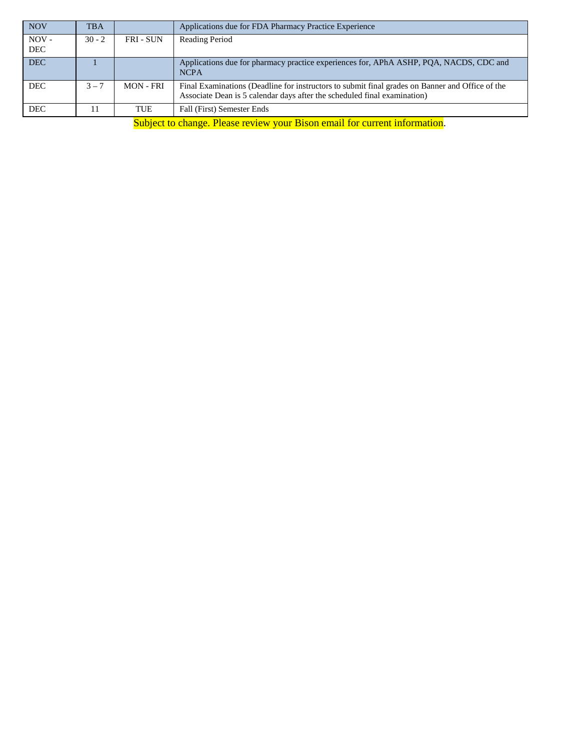| NOV | TBA | | Applications due for FDA Pharmacy Practice Experience |
|---|---|---|---|
| NOV - DEC | 30 - 2 | FRI - SUN | Reading Period |
| DEC | 1 | | Applications due for pharmacy practice experiences for, APhA ASHP, PQA, NACDS, CDC and NCPA |
| DEC | 3 – 7 | MON - FRI | Final Examinations (Deadline for instructors to submit final grades on Banner and Office of the Associate Dean is 5 calendar days after the scheduled final examination) |
| DEC | 11 | TUE | Fall (First) Semester Ends |

Subject to change. Please review your Bison email for current information.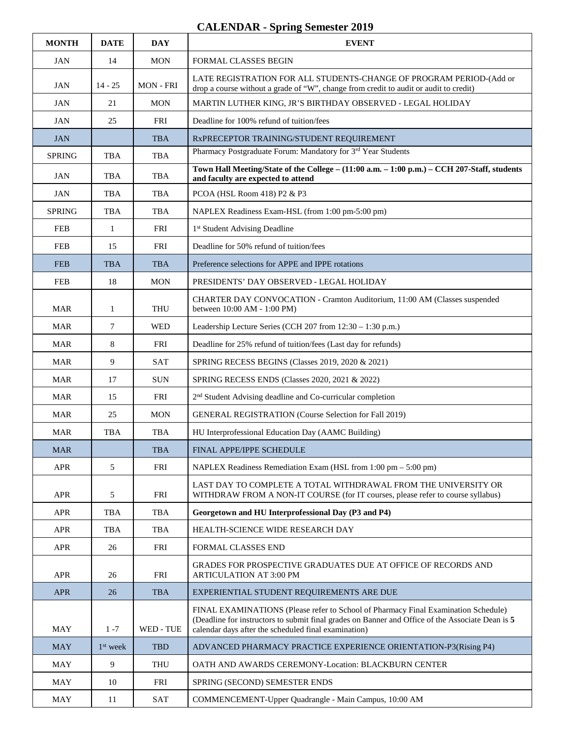# CALENDAR - Spring Semester 2019

| MONTH | DATE | DAY | EVENT |
|---|---|---|---|
| JAN | 14 | MON | FORMAL CLASSES BEGIN |
| JAN | 14 - 25 | MON - FRI | LATE REGISTRATION FOR ALL STUDENTS-CHANGE OF PROGRAM PERIOD-(Add or drop a course without a grade of "W", change from credit to audit or audit to credit) |
| JAN | 21 | MON | MARTIN LUTHER KING, JR'S BIRTHDAY OBSERVED - LEGAL HOLIDAY |
| JAN | 25 | FRI | Deadline for 100% refund of tuition/fees |
| JAN | | TBA | RxPRECEPTOR TRAINING/STUDENT REQUIREMENT |
| SPRING | TBA | TBA | Pharmacy Postgraduate Forum: Mandatory for 3rd Year Students |
| JAN | TBA | TBA | **Town Hall Meeting/State of the College – (11:00 a.m. – 1:00 p.m.) – CCH 207-Staff, students and faculty are expected to attend** |
| JAN | TBA | TBA | PCOA (HSL Room 418) P2 & P3 |
| SPRING | TBA | TBA | NAPLEX Readiness Exam-HSL (from 1:00 pm-5:00 pm) |
| FEB | 1 | FRI | 1st Student Advising Deadline |
| FEB | 15 | FRI | Deadline for 50% refund of tuition/fees |
| FEB | TBA | TBA | Preference selections for APPE and IPPE rotations |
| FEB | 18 | MON | PRESIDENTS' DAY OBSERVED - LEGAL HOLIDAY |
| MAR | 1 | THU | CHARTER DAY CONVOCATION - Cramton Auditorium, 11:00 AM (Classes suspended between 10:00 AM - 1:00 PM) |
| MAR | 7 | WED | Leadership Lecture Series (CCH 207 from 12:30 – 1:30 p.m.) |
| MAR | 8 | FRI | Deadline for 25% refund of tuition/fees (Last day for refunds) |
| MAR | 9 | SAT | SPRING RECESS BEGINS (Classes 2019, 2020 & 2021) |
| MAR | 17 | SUN | SPRING RECESS ENDS (Classes 2020, 2021 & 2022) |
| MAR | 15 | FRI | 2nd Student Advising deadline and Co-curricular completion |
| MAR | 25 | MON | GENERAL REGISTRATION (Course Selection for Fall 2019) |
| MAR | TBA | TBA | HU Interprofessional Education Day (AAMC Building) |
| MAR | | TBA | FINAL APPE/IPPE SCHEDULE |
| APR | 5 | FRI | NAPLEX Readiness Remediation Exam (HSL from 1:00 pm – 5:00 pm) |
| APR | 5 | FRI | LAST DAY TO COMPLETE A TOTAL WITHDRAWAL FROM THE UNIVERSITY OR WITHDRAW FROM A NON-IT COURSE (for IT courses, please refer to course syllabus) |
| APR | TBA | TBA | **Georgetown and HU Interprofessional Day (P3 and P4)** |
| APR | TBA | TBA | HEALTH-SCIENCE WIDE RESEARCH DAY |
| APR | 26 | FRI | FORMAL CLASSES END |
| APR | 26 | FRI | GRADES FOR PROSPECTIVE GRADUATES DUE AT OFFICE OF RECORDS AND ARTICULATION AT 3:00 PM |
| APR | 26 | TBA | EXPERIENTIAL STUDENT REQUIREMENTS ARE DUE |
| MAY | 1 -7 | WED - TUE | FINAL EXAMINATIONS (Please refer to School of Pharmacy Final Examination Schedule) (Deadline for instructors to submit final grades on Banner and Office of the Associate Dean is **5** calendar days after the scheduled final examination) |
| MAY | 1st week | TBD | ADVANCED PHARMACY PRACTICE EXPERIENCE ORIENTATION-P3(Rising P4) |
| MAY | 9 | THU | OATH AND AWARDS CEREMONY-Location: BLACKBURN CENTER |
| MAY | 10 | FRI | SPRING (SECOND) SEMESTER ENDS |
| MAY | 11 | SAT | COMMENCEMENT-Upper Quadrangle - Main Campus, 10:00 AM |